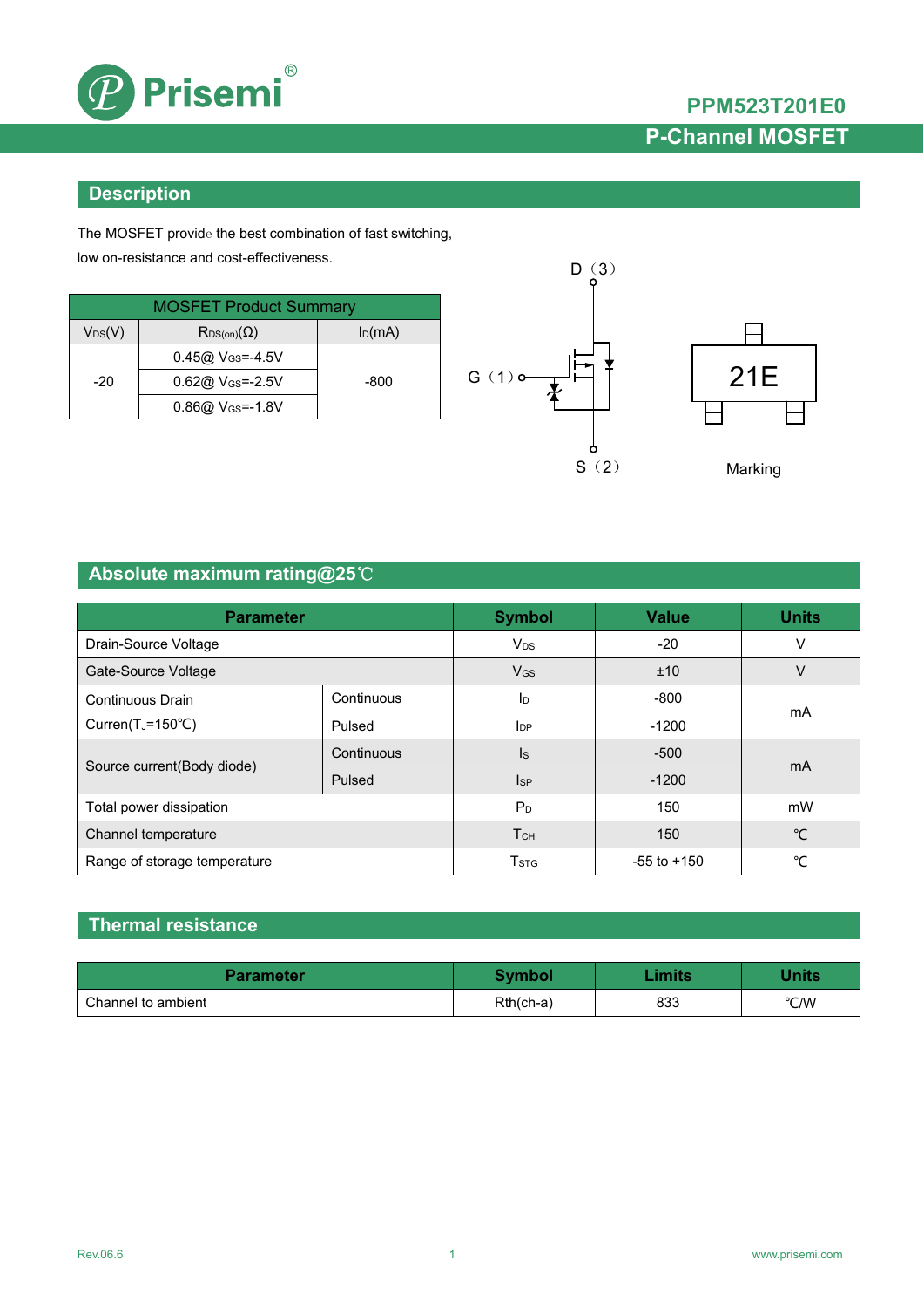# PPM523T201E0

## P-Channel MOSFET

## Description

The MOSFET provide the best combination of fast switching, low on-resistance and cost-effectiveness.

| MOSFET Product Summary | | |
|---|---|---|
| $V_{DS}$(V) | $R_{DS(on)}$(Ω) | $I_D$(mA) |
| -20 | 0.45@ $V_{GS}$=-4.5V | -800 |
| | 0.62@ $V_{GS}$=-2.5V | |
| | 0.86@ $V_{GS}$=-1.8V | |

D（3）

G（1）

S（2）

21E

Marking

## Absolute maximum rating@25℃

| Parameter | | Symbol | Value | Units |
|---|---|---|---|---|
| Drain-Source Voltage | | $V_{DS}$ | -20 | V |
| Gate-Source Voltage | | $V_{GS}$ | ±10 | V |
| Continuous Drain Curren($T_J$=150℃) | Continuous | $I_D$ | -800 | mA |
| | Pulsed | $I_{DP}$ | -1200 | |
| Source current(Body diode) | Continuous | $I_S$ | -500 | mA |
| | Pulsed | $I_{SP}$ | -1200 | |
| Total power dissipation | | $P_D$ | 150 | mW |
| Channel temperature | | $T_{CH}$ | 150 | ℃ |
| Range of storage temperature | | $T_{STG}$ | -55 to +150 | ℃ |

## Thermal resistance

| Parameter | Symbol | Limits | Units |
|---|---|---|---|
| Channel to ambient | Rth(ch-a) | 833 | ℃/W |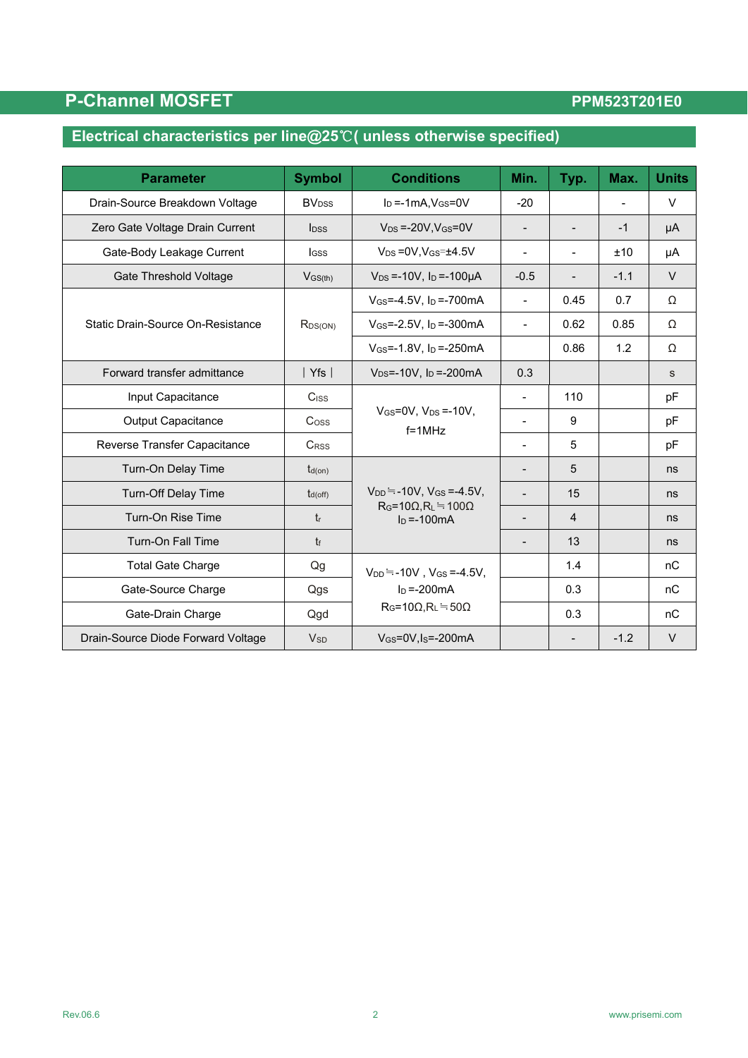## P-Channel MOSFET

PPM523T201E0

### Electrical characteristics per line@25℃( unless otherwise specified)

| Parameter | Symbol | Conditions | Min. | Typ. | Max. | Units |
|---|---|---|---|---|---|---|
| Drain-Source Breakdown Voltage | $BV_{DSS}$ | $I_D$ =-1mA,$V_{GS}$=0V | -20 | | - | V |
| Zero Gate Voltage Drain Current | $I_{DSS}$ | $V_{DS}$ =-20V,$V_{GS}$=0V | - | - | -1 | μA |
| Gate-Body Leakage Current | $I_{GSS}$ | $V_{DS}$ =0V,$V_{GS}$=±4.5V | - | - | ±10 | μA |
| Gate Threshold Voltage | $V_{GS(th)}$ | $V_{DS}$ =-10V, $I_D$ =-100μA | -0.5 | - | -1.1 | V |
| Static Drain-Source On-Resistance | $R_{DS(ON)}$ | $V_{GS}$=-4.5V, $I_D$ =-700mA | - | 0.45 | 0.7 | Ω |
| | | $V_{GS}$=-2.5V, $I_D$ =-300mA | - | 0.62 | 0.85 | Ω |
| | | $V_{GS}$=-1.8V, $I_D$ =-250mA | | 0.86 | 1.2 | Ω |
| Forward transfer admittance | ∣Yfs∣ | $V_{DS}$=-10V, $I_D$ =-200mA | 0.3 | | | s |
| Input Capacitance | $C_{ISS}$ | $V_{GS}$=0V, $V_{DS}$ =-10V, f=1MHz | - | 110 | | pF |
| Output Capacitance | $C_{OSS}$ | | - | 9 | | pF |
| Reverse Transfer Capacitance | $C_{RSS}$ | | - | 5 | | pF |
| Turn-On Delay Time | $t_{d(on)}$ | $V_{DD}$≒-10V, $V_{GS}$ =-4.5V, $R_G$=10Ω,$R_L$≒100Ω $I_D$ =-100mA | - | 5 | | ns |
| Turn-Off Delay Time | $t_{d(off)}$ | | - | 15 | | ns |
| Turn-On Rise Time | $t_r$ | | - | 4 | | ns |
| Turn-On Fall Time | $t_f$ | | - | 13 | | ns |
| Total Gate Charge | Qg | $V_{DD}$≒-10V , $V_{GS}$ =-4.5V, $I_D$ =-200mA $R_G$=10Ω,$R_L$≒50Ω | | 1.4 | | nC |
| Gate-Source Charge | Qgs | | | 0.3 | | nC |
| Gate-Drain Charge | Qgd | | | 0.3 | | nC |
| Drain-Source Diode Forward Voltage | $V_{SD}$ | $V_{GS}$=0V,$I_S$=-200mA | | - | -1.2 | V |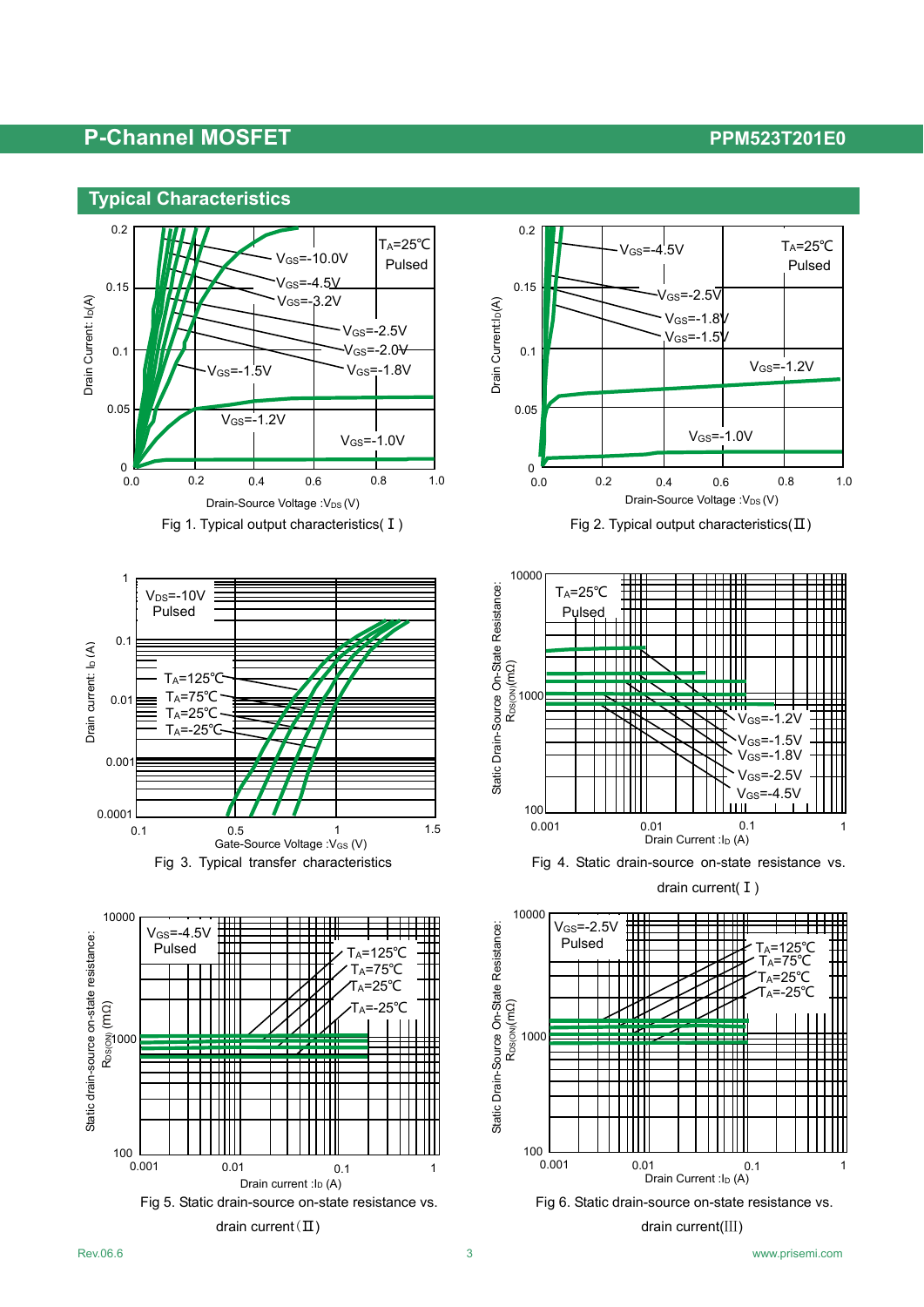## Typical Characteristics

Fig 1. Typical output characteristics( Ⅰ )

Fig 2. Typical output characteristics(Ⅱ)

Fig 3. Typical transfer characteristics

Fig 4. Static drain-source on-state resistance vs. drain current( Ⅰ )

Fig 5. Static drain-source on-state resistance vs. drain current（Ⅱ）

Fig 6. Static drain-source on-state resistance vs. drain current(Ⅲ)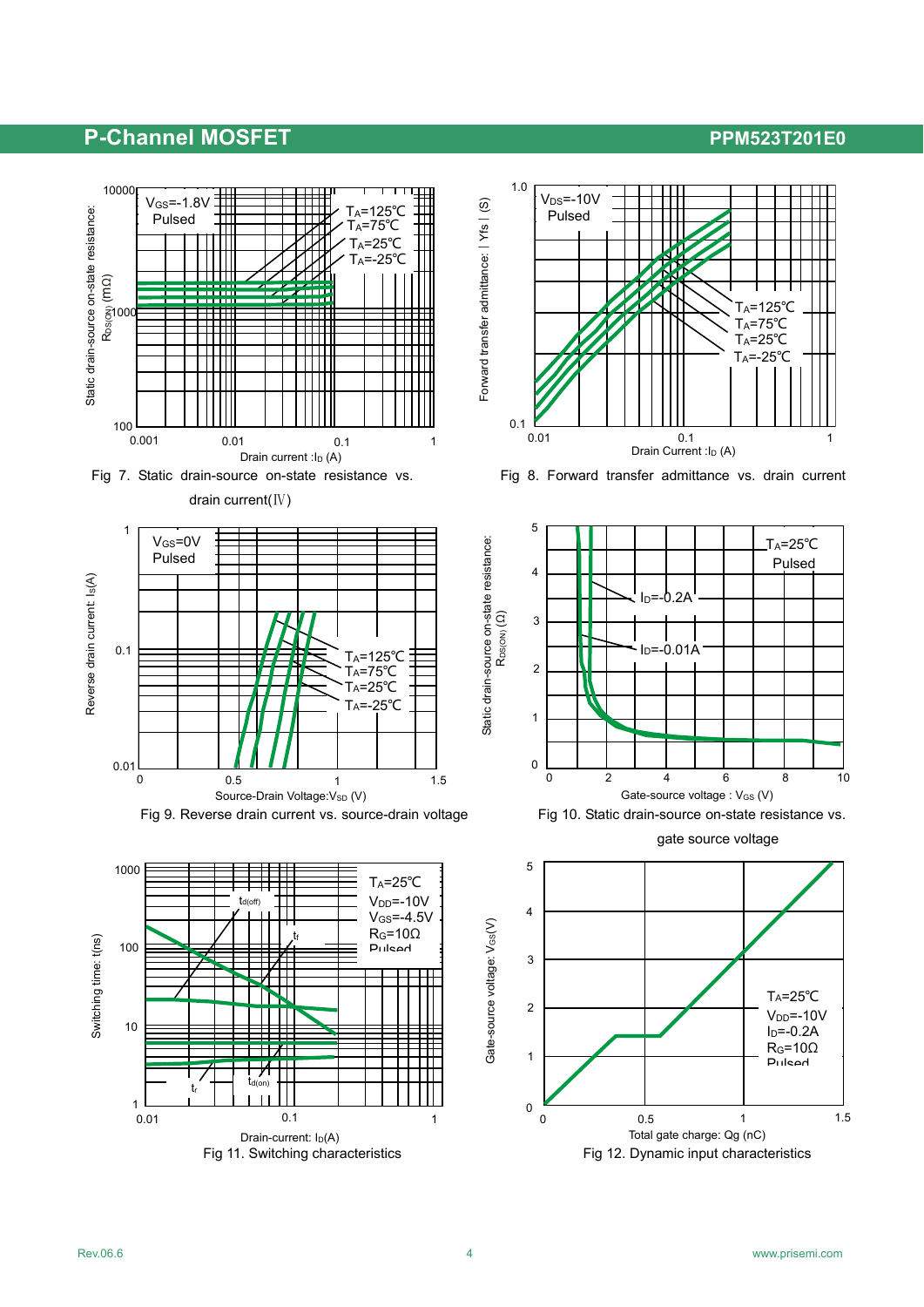Fig 7. Static drain-source on-state resistance vs. drain current(Ⅳ)

Fig 8. Forward transfer admittance vs. drain current

Fig 9. Reverse drain current vs. source-drain voltage

Fig 10. Static drain-source on-state resistance vs. gate source voltage

Fig 11. Switching characteristics

Fig 12. Dynamic input characteristics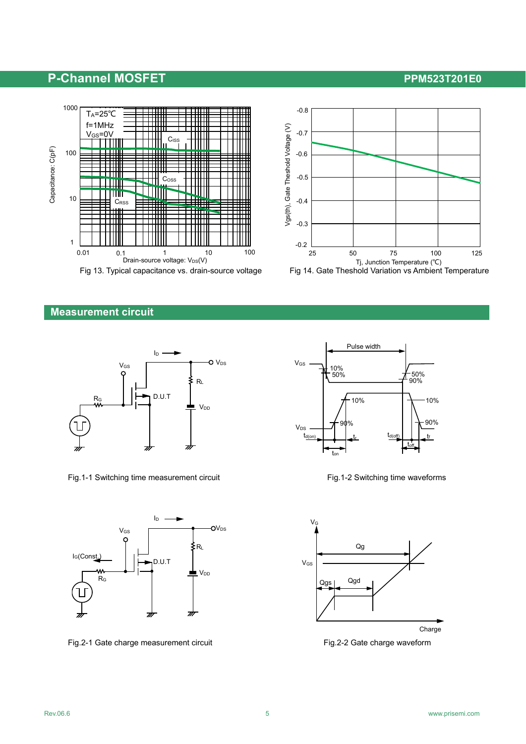Fig 13. Typical capacitance vs. drain-source voltage

Fig 14. Gate Theshold Variation vs Ambient Temperature

## Measurement circuit

Fig.1-1 Switching time measurement circuit

Fig.1-2 Switching time waveforms

Fig.2-1 Gate charge measurement circuit

Fig.2-2 Gate charge waveform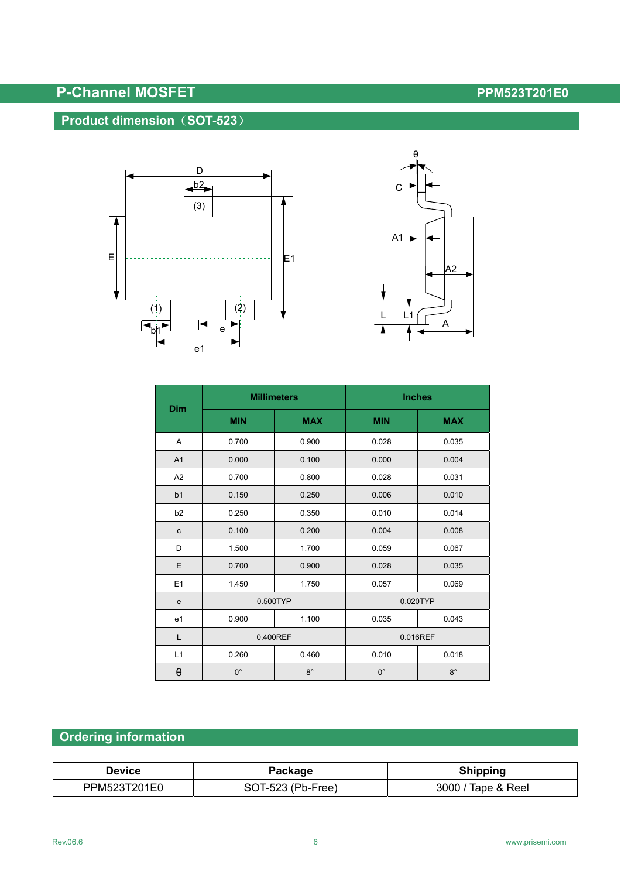## Product dimension（SOT-523）

| Dim | Millimeters | | Inches | |
|---|---|---|---|---|
| | MIN | MAX | MIN | MAX |
| A | 0.700 | 0.900 | 0.028 | 0.035 |
| A1 | 0.000 | 0.100 | 0.000 | 0.004 |
| A2 | 0.700 | 0.800 | 0.028 | 0.031 |
| b1 | 0.150 | 0.250 | 0.006 | 0.010 |
| b2 | 0.250 | 0.350 | 0.010 | 0.014 |
| c | 0.100 | 0.200 | 0.004 | 0.008 |
| D | 1.500 | 1.700 | 0.059 | 0.067 |
| E | 0.700 | 0.900 | 0.028 | 0.035 |
| E1 | 1.450 | 1.750 | 0.057 | 0.069 |
| e | 0.500TYP | | 0.020TYP | |
| e1 | 0.900 | 1.100 | 0.035 | 0.043 |
| L | 0.400REF | | 0.016REF | |
| L1 | 0.260 | 0.460 | 0.010 | 0.018 |
| θ | 0° | 8° | 0° | 8° |

## Ordering information

| Device | Package | Shipping |
|---|---|---|
| PPM523T201E0 | SOT-523 (Pb-Free) | 3000 / Tape & Reel |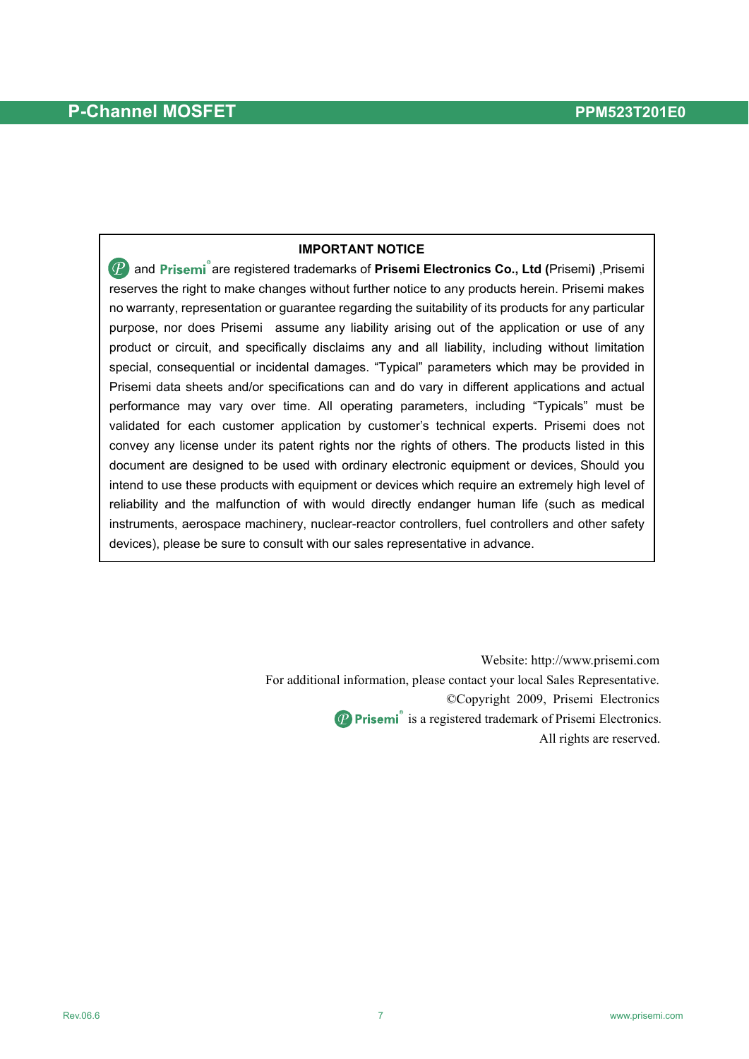## IMPORTANT NOTICE

and **Prisemi**® are registered trademarks of **Prisemi Electronics Co., Ltd (**Prisemi**)** ,Prisemi reserves the right to make changes without further notice to any products herein. Prisemi makes no warranty, representation or guarantee regarding the suitability of its products for any particular purpose, nor does Prisemi assume any liability arising out of the application or use of any product or circuit, and specifically disclaims any and all liability, including without limitation special, consequential or incidental damages. "Typical" parameters which may be provided in Prisemi data sheets and/or specifications can and do vary in different applications and actual performance may vary over time. All operating parameters, including "Typicals" must be validated for each customer application by customer's technical experts. Prisemi does not convey any license under its patent rights nor the rights of others. The products listed in this document are designed to be used with ordinary electronic equipment or devices, Should you intend to use these products with equipment or devices which require an extremely high level of reliability and the malfunction of with would directly endanger human life (such as medical instruments, aerospace machinery, nuclear-reactor controllers, fuel controllers and other safety devices), please be sure to consult with our sales representative in advance.

Website: http://www.prisemi.com

For additional information, please contact your local Sales Representative.

©Copyright 2009, Prisemi Electronics

**Prisemi**® is a registered trademark of Prisemi Electronics.

All rights are reserved.